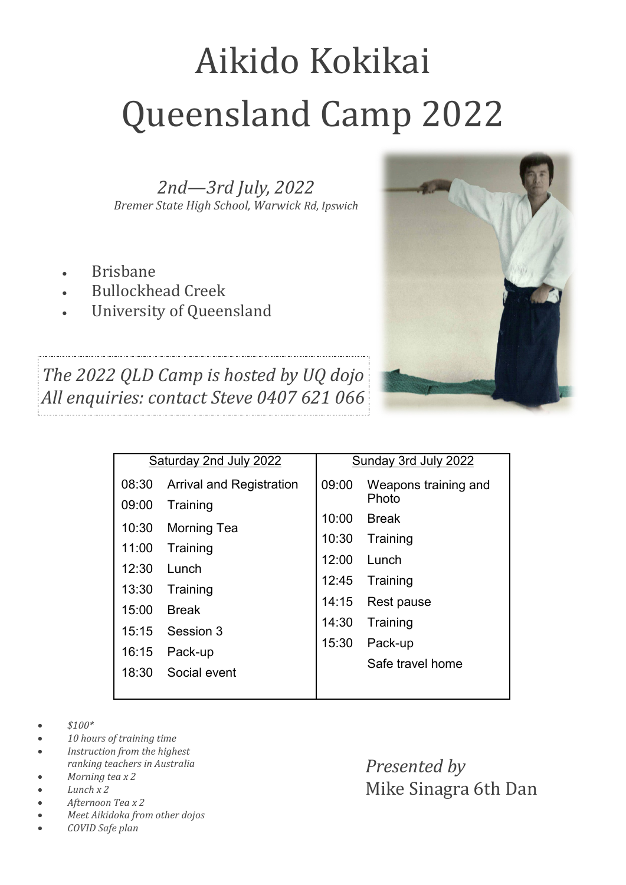#  Aikido Kokikai Queensland Camp 2022

*2nd—3rd July, 2022*
*Bremer State High School, Warwick Rd, Ipswich*

- Brisbane
- Bullockhead Creek
- University of Queensland

*The 2022 QLD Camp is hosted by UQ dojo*
*All enquiries: contact Steve 0407 621 066*

| Saturday 2nd July 2022 | | Sunday 3rd July 2022 | |
|---|---|---|---|
| 08:30 | Arrival and Registration | 09:00 | Weapons training and Photo |
| 09:00 | Training | 10:00 | Break |
| 10:30 | Morning Tea | 10:30 | Training |
| 11:00 | Training | 12:00 | Lunch |
| 12:30 | Lunch | 12:45 | Training |
| 13:30 | Training | 14:15 | Rest pause |
| 15:00 | Break | 14:30 | Training |
| 15:15 | Session 3 | 15:30 | Pack-up |
| 16:15 | Pack-up | | Safe travel home |
| 18:30 | Social event | | |

- *$100**
- *10 hours of training time*
- *Instruction from the highest ranking teachers in Australia*
- *Morning tea x 2*
- *Lunch x 2*
- *Afternoon Tea x 2*
- *Meet Aikidoka from other dojos*
- *COVID Safe plan*

*Presented by*
Mike Sinagra 6th Dan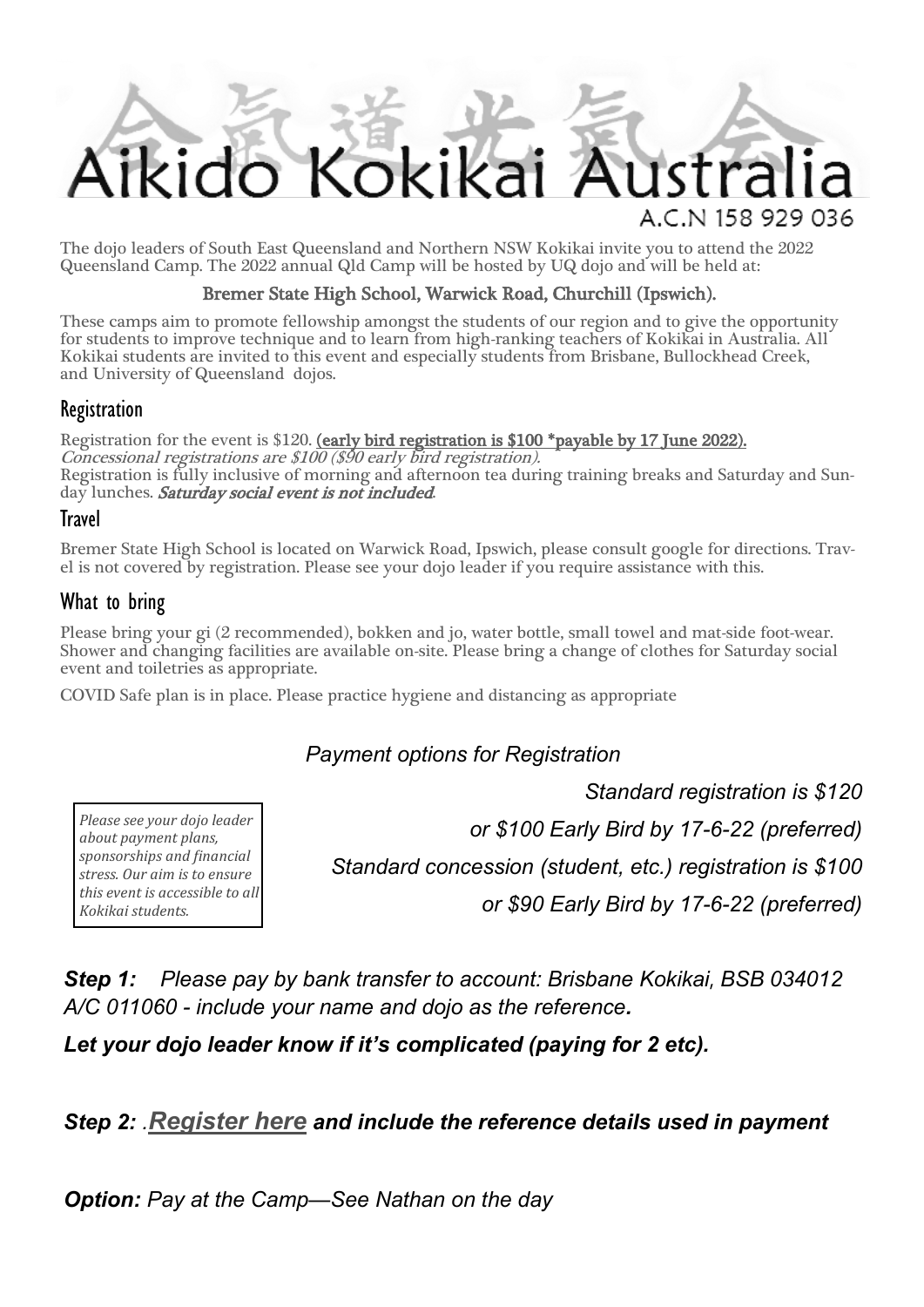# Aikido Kokikai Australia

A.C.N 158 929 036

The dojo leaders of South East Queensland and Northern NSW Kokikai invite you to attend the 2022 Queensland Camp. The 2022 annual Qld Camp will be hosted by UQ dojo and will be held at:

**Bremer State High School, Warwick Road, Churchill (Ipswich).**

These camps aim to promote fellowship amongst the students of our region and to give the opportunity for students to improve technique and to learn from high-ranking teachers of Kokikai in Australia. All Kokikai students are invited to this event and especially students from Brisbane, Bullockhead Creek, and University of Queensland dojos.

## Registration

Registration for the event is $120. (early bird registration is $100 *payable by 17 June 2022).
*Concessional registrations are $100 ($90 early bird registration).*
Registration is fully inclusive of morning and afternoon tea during training breaks and Saturday and Sunday lunches. ***Saturday social event is not included***.

## Travel

Bremer State High School is located on Warwick Road, Ipswich, please consult google for directions. Travel is not covered by registration. Please see your dojo leader if you require assistance with this.

## What to bring

Please bring your gi (2 recommended), bokken and jo, water bottle, small towel and mat-side foot-wear. Shower and changing facilities are available on-site. Please bring a change of clothes for Saturday social event and toiletries as appropriate.

COVID Safe plan is in place. Please practice hygiene and distancing as appropriate

*Payment options for Registration*

*Please see your dojo leader about payment plans, sponsorships and financial stress. Our aim is to ensure this event is accessible to all Kokikai students.*

*Standard registration is $120*
*or $100 Early Bird by 17-6-22 (preferred)*
*Standard concession (student, etc.) registration is $100*
*or $90 Early Bird by 17-6-22 (preferred)*

***Step 1:*** *Please pay by bank transfer to account: Brisbane Kokikai, BSB 034012 A/C 011060 - include your name and dojo as the reference.*

***Let your dojo leader know if it's complicated (paying for 2 etc).***

***Step 2:*** *.Register here* ***and include the reference details used in payment***

***Option:*** *Pay at the Camp—See Nathan on the day*